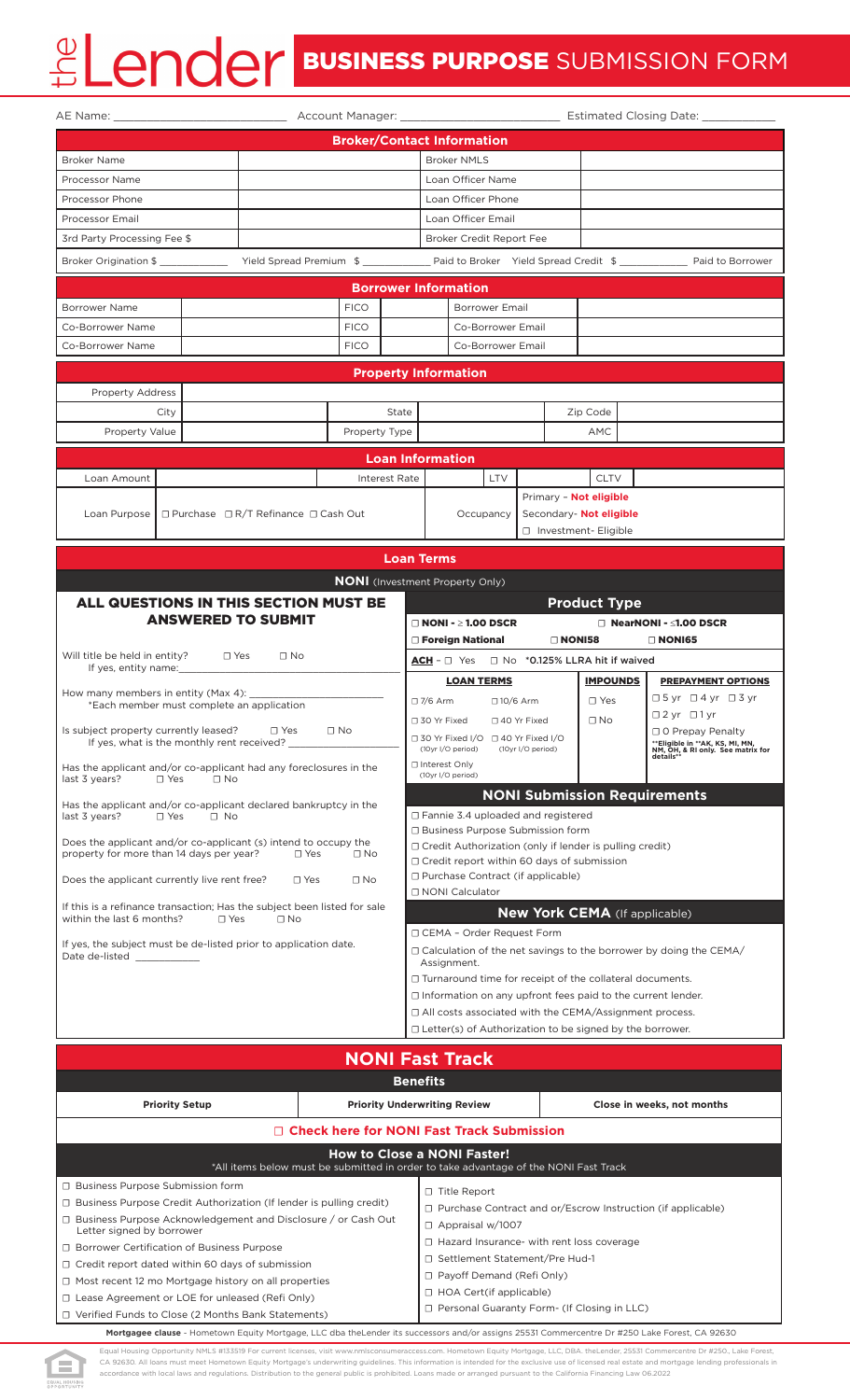# theLender BUSINESS PURPOSE SUBMISSION FORM

AE Name: ______________________ Account Manager: ______________________ Estimated Closing Date: ___________

## Broker/Contact Information

| | | | |
|---|---|---|---|
| Broker Name | | Broker NMLS | |
| Processor Name | | Loan Officer Name | |
| Processor Phone | | Loan Officer Phone | |
| Processor Email | | Loan Officer Email | |
| 3rd Party Processing Fee $ | | Broker Credit Report Fee | |

Broker Origination $ ___________ Yield Spread Premium $ ___________ Paid to Broker Yield Spread Credit $ ___________ Paid to Borrower

## Borrower Information

| | | | | | |
|---|---|---|---|---|---|
| Borrower Name | | FICO | | Borrower Email | |
| Co-Borrower Name | | FICO | | Co-Borrower Email | |
| Co-Borrower Name | | FICO | | Co-Borrower Email | |

## Property Information

| | | | | | |
|---|---|---|---|---|---|
| Property Address | | | | | |
| City | | State | | Zip Code | |
| Property Value | | Property Type | | AMC | |

## Loan Information

| | | | | | | | |
|---|---|---|---|---|---|---|---|
| Loan Amount | | Interest Rate | | LTV | | CLTV | |
| Loan Purpose | ☐ Purchase ☐ R/T Refinance ☐ Cash Out | | | Occupancy | Primary - **Not eligible**<br>Secondary- **Not eligible**<br>☐ Investment- Eligible | | |

## Loan Terms

### NONI (Investment Property Only)

### ALL QUESTIONS IN THIS SECTION MUST BE ANSWERED TO SUBMIT

Will title be held in entity? ☐ Yes ☐ No
If yes, entity name: ______________________

How many members in entity (Max 4): ______________________
*Each member must complete an application

Is subject property currently leased? ☐ Yes ☐ No
If yes, what is the monthly rent received? ______________

Has the applicant and/or co-applicant had any foreclosures in the last 3 years? ☐ Yes ☐ No

Has the applicant and/or co-applicant declared bankruptcy in the last 3 years? ☐ Yes ☐ No

Does the applicant and/or co-applicant (s) intend to occupy the property for more than 14 days per year? ☐ Yes ☐ No

Does the applicant currently live rent free? ☐ Yes ☐ No

If this is a refinance transaction; Has the subject been listed for sale within the last 6 months? ☐ Yes ☐ No

If yes, the subject must be de-listed prior to application date.
Date de-listed ___________

### Product Type

☐ **NONI - ≥ 1.00 DSCR** ☐ **NearNONI - ≤1.00 DSCR**
☐ **Foreign National** ☐ **NONI58** ☐ **NONI65**

**ACH** - ☐ Yes ☐ No **\*0.125% LLRA hit if waived**

| LOAN TERMS | IMPOUNDS | PREPAYMENT OPTIONS |
|---|---|---|
| ☐ 7/6 Arm ☐ 10/6 Arm<br>☐ 30 Yr Fixed ☐ 40 Yr Fixed<br>☐ 30 Yr Fixed I/O (10yr I/O period) ☐ 40 Yr Fixed I/O (10yr I/O period)<br>☐ Interest Only (10yr I/O period) | ☐ Yes<br>☐ No | ☐ 5 yr ☐ 4 yr ☐ 3 yr<br>☐ 2 yr ☐ 1 yr<br>☐ 0 Prepay Penalty<br>**\*\*Eligible in \*\*AK, KS, MI, MN, NM, OH, & RI only. See matrix for details\*\*** |

### NONI Submission Requirements

- ☐ Fannie 3.4 uploaded and registered
- ☐ Business Purpose Submission form
- ☐ Credit Authorization (only if lender is pulling credit)
- ☐ Credit report within 60 days of submission
- ☐ Purchase Contract (if applicable)
- ☐ NONI Calculator

### New York CEMA (If applicable)

- ☐ CEMA – Order Request Form
- ☐ Calculation of the net savings to the borrower by doing the CEMA/ Assignment.
- ☐ Turnaround time for receipt of the collateral documents.
- ☐ Information on any upfront fees paid to the current lender.
- ☐ All costs associated with the CEMA/Assignment process.
- ☐ Letter(s) of Authorization to be signed by the borrower.

## NONI Fast Track

### Benefits

| Priority Setup | Priority Underwriting Review | Close in weeks, not months |
|---|---|---|

**☐ Check here for NONI Fast Track Submission**

### How to Close a NONI Faster!

*All items below must be submitted in order to take advantage of the NONI Fast Track

- ☐ Business Purpose Submission form
- ☐ Business Purpose Credit Authorization (If lender is pulling credit)
- ☐ Business Purpose Acknowledgement and Disclosure / or Cash Out Letter signed by borrower
- ☐ Borrower Certification of Business Purpose
- ☐ Credit report dated within 60 days of submission
- ☐ Most recent 12 mo Mortgage history on all properties
- ☐ Lease Agreement or LOE for unleased (Refi Only)
- ☐ Verified Funds to Close (2 Months Bank Statements)
- ☐ Title Report
- ☐ Purchase Contract and or/Escrow Instruction (if applicable)
- ☐ Appraisal w/1007
- ☐ Hazard Insurance- with rent loss coverage
- ☐ Settlement Statement/Pre Hud-1
- ☐ Payoff Demand (Refi Only)
- ☐ HOA Cert(if applicable)
- ☐ Personal Guaranty Form- (If Closing in LLC)

**Mortgagee clause** - Hometown Equity Mortgage, LLC dba theLender its successors and/or assigns 25531 Commercentre Dr #250 Lake Forest, CA 92630

Equal Housing Opportunity NMLS #133519 For current licenses, visit www.nmlsconsumeraccess.com. Hometown Equity Mortgage, LLC, DBA. theLender, 25531 Commercentre Dr #250., Lake Forest, CA 92630. All loans must meet Hometown Equity Mortgage's underwriting guidelines. This information is intended for the exclusive use of licensed real estate and mortgage lending professionals in accordance with local laws and regulations. Distribution to the general public is prohibited. Loans made or arranged pursuant to the California Financing Law 06.2022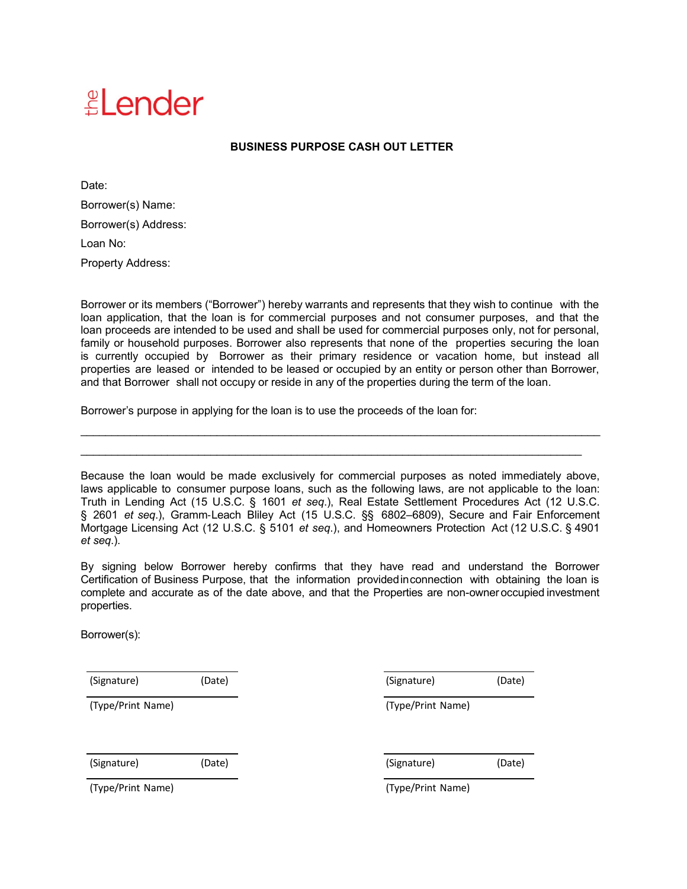theLender

## BUSINESS PURPOSE CASH OUT LETTER

Date:

Borrower(s) Name:

Borrower(s) Address:

Loan No:

Property Address:

Borrower or its members ("Borrower") hereby warrants and represents that they wish to continue with the loan application, that the loan is for commercial purposes and not consumer purposes, and that the loan proceeds are intended to be used and shall be used for commercial purposes only, not for personal, family or household purposes. Borrower also represents that none of the properties securing the loan is currently occupied by Borrower as their primary residence or vacation home, but instead all properties are leased or intended to be leased or occupied by an entity or person other than Borrower, and that Borrower shall not occupy or reside in any of the properties during the term of the loan.

Borrower's purpose in applying for the loan is to use the proceeds of the loan for:

______________________________________________________________________________

______________________________________________________________________________

Because the loan would be made exclusively for commercial purposes as noted immediately above, laws applicable to consumer purpose loans, such as the following laws, are not applicable to the loan: Truth in Lending Act (15 U.S.C. § 1601 *et seq.*), Real Estate Settlement Procedures Act (12 U.S.C. § 2601 *et seq.*), Gramm-Leach Bliley Act (15 U.S.C. §§ 6802–6809), Secure and Fair Enforcement Mortgage Licensing Act (12 U.S.C. § 5101 *et seq.*), and Homeowners Protection Act (12 U.S.C. § 4901 *et seq.*).

By signing below Borrower hereby confirms that they have read and understand the Borrower Certification of Business Purpose, that the information provided in connection with obtaining the loan is complete and accurate as of the date above, and that the Properties are non-owner occupied investment properties.

Borrower(s):

| | |
|---|---|
| (Signature) (Date) | (Signature) (Date) |
| (Type/Print Name) | (Type/Print Name) |
| (Signature) (Date) | (Signature) (Date) |
| (Type/Print Name) | (Type/Print Name) |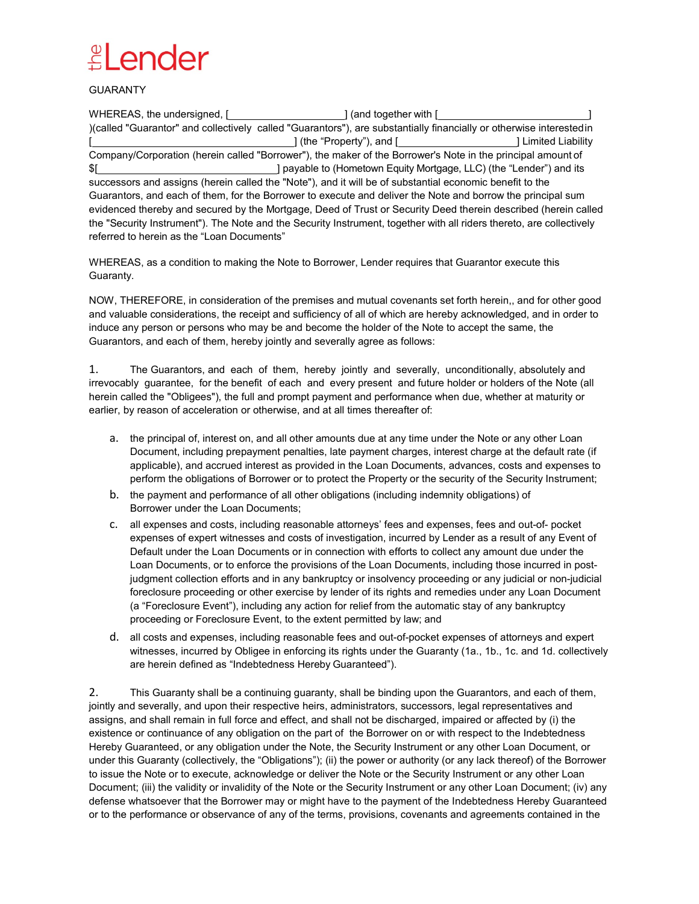theLender

GUARANTY

WHEREAS, the undersigned, [____________________] (and together with [__________________________] )(called "Guarantor" and collectively called "Guarantors"), are substantially financially or otherwise interested in [__________________________________] (the “Property”), and [____________________] Limited Liability Company/Corporation (herein called "Borrower"), the maker of the Borrower's Note in the principal amount of $[______________________________] payable to (Hometown Equity Mortgage, LLC) (the “Lender”) and its successors and assigns (herein called the "Note"), and it will be of substantial economic benefit to the Guarantors, and each of them, for the Borrower to execute and deliver the Note and borrow the principal sum evidenced thereby and secured by the Mortgage, Deed of Trust or Security Deed therein described (herein called the "Security Instrument"). The Note and the Security Instrument, together with all riders thereto, are collectively referred to herein as the “Loan Documents”

WHEREAS, as a condition to making the Note to Borrower, Lender requires that Guarantor execute this Guaranty.

NOW, THEREFORE, in consideration of the premises and mutual covenants set forth herein,, and for other good and valuable considerations, the receipt and sufficiency of all of which are hereby acknowledged, and in order to induce any person or persons who may be and become the holder of the Note to accept the same, the Guarantors, and each of them, hereby jointly and severally agree as follows:

1. The Guarantors, and each of them, hereby jointly and severally, unconditionally, absolutely and irrevocably guarantee, for the benefit of each and every present and future holder or holders of the Note (all herein called the "Obligees"), the full and prompt payment and performance when due, whether at maturity or earlier, by reason of acceleration or otherwise, and at all times thereafter of:

   a. the principal of, interest on, and all other amounts due at any time under the Note or any other Loan Document, including prepayment penalties, late payment charges, interest charge at the default rate (if applicable), and accrued interest as provided in the Loan Documents, advances, costs and expenses to perform the obligations of Borrower or to protect the Property or the security of the Security Instrument;

   b. the payment and performance of all other obligations (including indemnity obligations) of Borrower under the Loan Documents;

   c. all expenses and costs, including reasonable attorneys’ fees and expenses, fees and out-of- pocket expenses of expert witnesses and costs of investigation, incurred by Lender as a result of any Event of Default under the Loan Documents or in connection with efforts to collect any amount due under the Loan Documents, or to enforce the provisions of the Loan Documents, including those incurred in post-judgment collection efforts and in any bankruptcy or insolvency proceeding or any judicial or non-judicial foreclosure proceeding or other exercise by lender of its rights and remedies under any Loan Document (a “Foreclosure Event”), including any action for relief from the automatic stay of any bankruptcy proceeding or Foreclosure Event, to the extent permitted by law; and

   d. all costs and expenses, including reasonable fees and out-of-pocket expenses of attorneys and expert witnesses, incurred by Obligee in enforcing its rights under the Guaranty (1a., 1b., 1c. and 1d. collectively are herein defined as “Indebtedness Hereby Guaranteed”).

2. This Guaranty shall be a continuing guaranty, shall be binding upon the Guarantors, and each of them, jointly and severally, and upon their respective heirs, administrators, successors, legal representatives and assigns, and shall remain in full force and effect, and shall not be discharged, impaired or affected by (i) the existence or continuance of any obligation on the part of the Borrower on or with respect to the Indebtedness Hereby Guaranteed, or any obligation under the Note, the Security Instrument or any other Loan Document, or under this Guaranty (collectively, the “Obligations”); (ii) the power or authority (or any lack thereof) of the Borrower to issue the Note or to execute, acknowledge or deliver the Note or the Security Instrument or any other Loan Document; (iii) the validity or invalidity of the Note or the Security Instrument or any other Loan Document; (iv) any defense whatsoever that the Borrower may or might have to the payment of the Indebtedness Hereby Guaranteed or to the performance or observance of any of the terms, provisions, covenants and agreements contained in the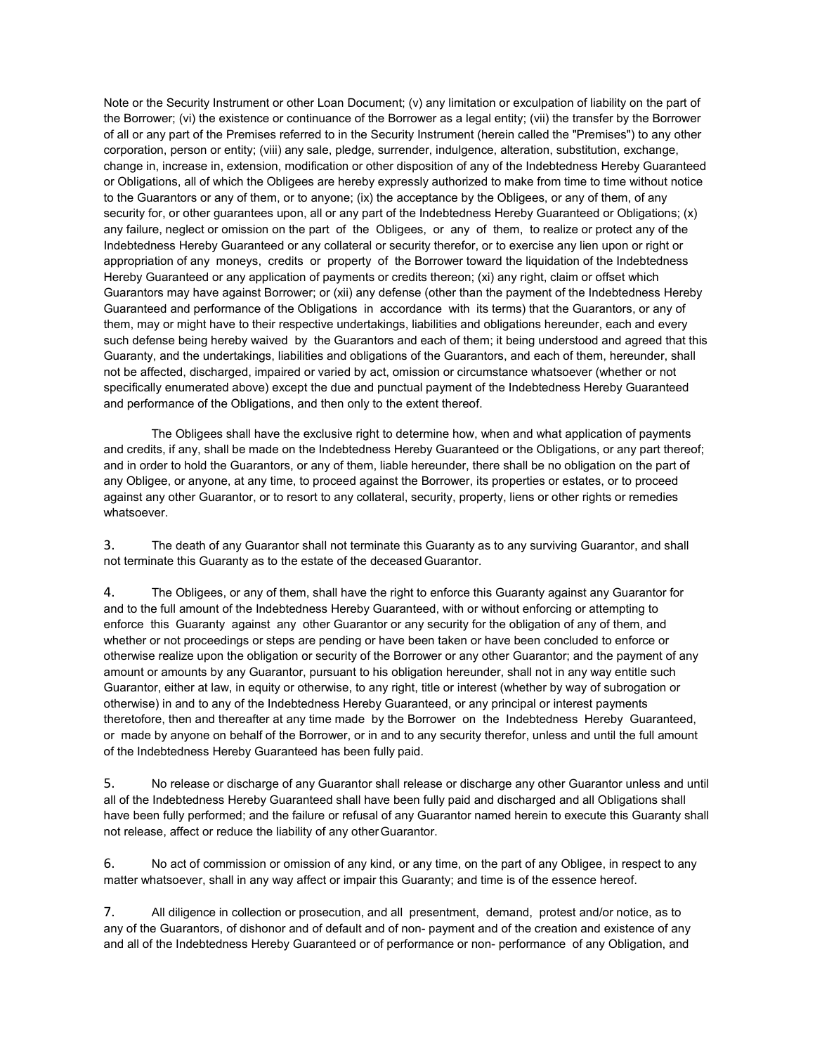Note or the Security Instrument or other Loan Document; (v) any limitation or exculpation of liability on the part of the Borrower; (vi) the existence or continuance of the Borrower as a legal entity; (vii) the transfer by the Borrower of all or any part of the Premises referred to in the Security Instrument (herein called the "Premises") to any other corporation, person or entity; (viii) any sale, pledge, surrender, indulgence, alteration, substitution, exchange, change in, increase in, extension, modification or other disposition of any of the Indebtedness Hereby Guaranteed or Obligations, all of which the Obligees are hereby expressly authorized to make from time to time without notice to the Guarantors or any of them, or to anyone; (ix) the acceptance by the Obligees, or any of them, of any security for, or other guarantees upon, all or any part of the Indebtedness Hereby Guaranteed or Obligations; (x) any failure, neglect or omission on the part of the Obligees, or any of them, to realize or protect any of the Indebtedness Hereby Guaranteed or any collateral or security therefor, or to exercise any lien upon or right or appropriation of any moneys, credits or property of the Borrower toward the liquidation of the Indebtedness Hereby Guaranteed or any application of payments or credits thereon; (xi) any right, claim or offset which Guarantors may have against Borrower; or (xii) any defense (other than the payment of the Indebtedness Hereby Guaranteed and performance of the Obligations in accordance with its terms) that the Guarantors, or any of them, may or might have to their respective undertakings, liabilities and obligations hereunder, each and every such defense being hereby waived by the Guarantors and each of them; it being understood and agreed that this Guaranty, and the undertakings, liabilities and obligations of the Guarantors, and each of them, hereunder, shall not be affected, discharged, impaired or varied by act, omission or circumstance whatsoever (whether or not specifically enumerated above) except the due and punctual payment of the Indebtedness Hereby Guaranteed and performance of the Obligations, and then only to the extent thereof.

The Obligees shall have the exclusive right to determine how, when and what application of payments and credits, if any, shall be made on the Indebtedness Hereby Guaranteed or the Obligations, or any part thereof; and in order to hold the Guarantors, or any of them, liable hereunder, there shall be no obligation on the part of any Obligee, or anyone, at any time, to proceed against the Borrower, its properties or estates, or to proceed against any other Guarantor, or to resort to any collateral, security, property, liens or other rights or remedies whatsoever.

3. The death of any Guarantor shall not terminate this Guaranty as to any surviving Guarantor, and shall not terminate this Guaranty as to the estate of the deceased Guarantor.

4. The Obligees, or any of them, shall have the right to enforce this Guaranty against any Guarantor for and to the full amount of the Indebtedness Hereby Guaranteed, with or without enforcing or attempting to enforce this Guaranty against any other Guarantor or any security for the obligation of any of them, and whether or not proceedings or steps are pending or have been taken or have been concluded to enforce or otherwise realize upon the obligation or security of the Borrower or any other Guarantor; and the payment of any amount or amounts by any Guarantor, pursuant to his obligation hereunder, shall not in any way entitle such Guarantor, either at law, in equity or otherwise, to any right, title or interest (whether by way of subrogation or otherwise) in and to any of the Indebtedness Hereby Guaranteed, or any principal or interest payments theretofore, then and thereafter at any time made by the Borrower on the Indebtedness Hereby Guaranteed, or made by anyone on behalf of the Borrower, or in and to any security therefor, unless and until the full amount of the Indebtedness Hereby Guaranteed has been fully paid.

5. No release or discharge of any Guarantor shall release or discharge any other Guarantor unless and until all of the Indebtedness Hereby Guaranteed shall have been fully paid and discharged and all Obligations shall have been fully performed; and the failure or refusal of any Guarantor named herein to execute this Guaranty shall not release, affect or reduce the liability of any other Guarantor.

6. No act of commission or omission of any kind, or any time, on the part of any Obligee, in respect to any matter whatsoever, shall in any way affect or impair this Guaranty; and time is of the essence hereof.

7. All diligence in collection or prosecution, and all presentment, demand, protest and/or notice, as to any of the Guarantors, of dishonor and of default and of non- payment and of the creation and existence of any and all of the Indebtedness Hereby Guaranteed or of performance or non- performance of any Obligation, and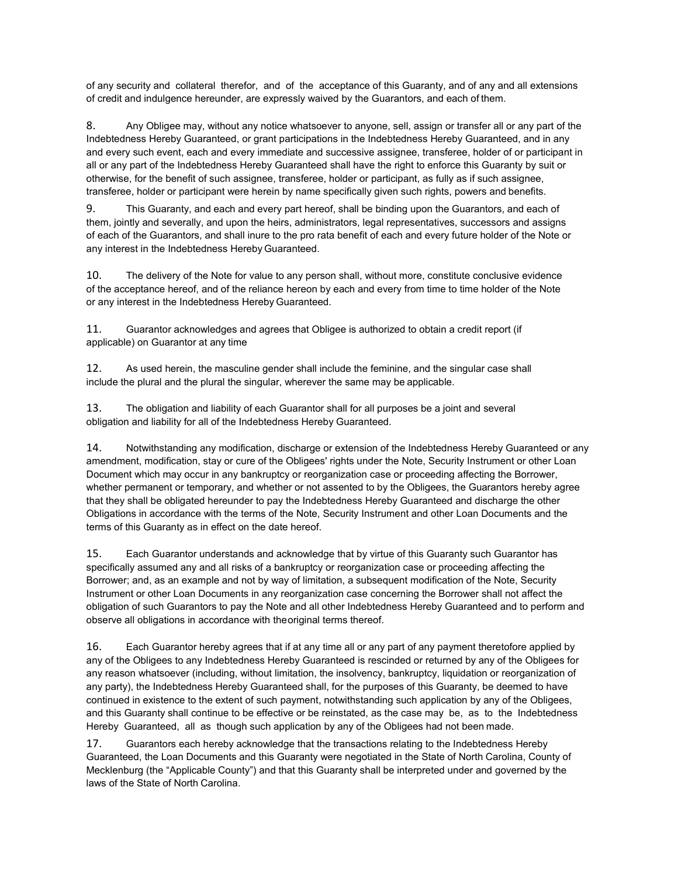of any security and collateral therefor, and of the acceptance of this Guaranty, and of any and all extensions of credit and indulgence hereunder, are expressly waived by the Guarantors, and each of them.

8. Any Obligee may, without any notice whatsoever to anyone, sell, assign or transfer all or any part of the Indebtedness Hereby Guaranteed, or grant participations in the Indebtedness Hereby Guaranteed, and in any and every such event, each and every immediate and successive assignee, transferee, holder of or participant in all or any part of the Indebtedness Hereby Guaranteed shall have the right to enforce this Guaranty by suit or otherwise, for the benefit of such assignee, transferee, holder or participant, as fully as if such assignee, transferee, holder or participant were herein by name specifically given such rights, powers and benefits.

9. This Guaranty, and each and every part hereof, shall be binding upon the Guarantors, and each of them, jointly and severally, and upon the heirs, administrators, legal representatives, successors and assigns of each of the Guarantors, and shall inure to the pro rata benefit of each and every future holder of the Note or any interest in the Indebtedness Hereby Guaranteed.

10. The delivery of the Note for value to any person shall, without more, constitute conclusive evidence of the acceptance hereof, and of the reliance hereon by each and every from time to time holder of the Note or any interest in the Indebtedness Hereby Guaranteed.

11. Guarantor acknowledges and agrees that Obligee is authorized to obtain a credit report (if applicable) on Guarantor at any time

12. As used herein, the masculine gender shall include the feminine, and the singular case shall include the plural and the plural the singular, wherever the same may be applicable.

13. The obligation and liability of each Guarantor shall for all purposes be a joint and several obligation and liability for all of the Indebtedness Hereby Guaranteed.

14. Notwithstanding any modification, discharge or extension of the Indebtedness Hereby Guaranteed or any amendment, modification, stay or cure of the Obligees' rights under the Note, Security Instrument or other Loan Document which may occur in any bankruptcy or reorganization case or proceeding affecting the Borrower, whether permanent or temporary, and whether or not assented to by the Obligees, the Guarantors hereby agree that they shall be obligated hereunder to pay the Indebtedness Hereby Guaranteed and discharge the other Obligations in accordance with the terms of the Note, Security Instrument and other Loan Documents and the terms of this Guaranty as in effect on the date hereof.

15. Each Guarantor understands and acknowledge that by virtue of this Guaranty such Guarantor has specifically assumed any and all risks of a bankruptcy or reorganization case or proceeding affecting the Borrower; and, as an example and not by way of limitation, a subsequent modification of the Note, Security Instrument or other Loan Documents in any reorganization case concerning the Borrower shall not affect the obligation of such Guarantors to pay the Note and all other Indebtedness Hereby Guaranteed and to perform and observe all obligations in accordance with theoriginal terms thereof.

16. Each Guarantor hereby agrees that if at any time all or any part of any payment theretofore applied by any of the Obligees to any Indebtedness Hereby Guaranteed is rescinded or returned by any of the Obligees for any reason whatsoever (including, without limitation, the insolvency, bankruptcy, liquidation or reorganization of any party), the Indebtedness Hereby Guaranteed shall, for the purposes of this Guaranty, be deemed to have continued in existence to the extent of such payment, notwithstanding such application by any of the Obligees, and this Guaranty shall continue to be effective or be reinstated, as the case may be, as to the Indebtedness Hereby Guaranteed, all as though such application by any of the Obligees had not been made.

17. Guarantors each hereby acknowledge that the transactions relating to the Indebtedness Hereby Guaranteed, the Loan Documents and this Guaranty were negotiated in the State of North Carolina, County of Mecklenburg (the "Applicable County") and that this Guaranty shall be interpreted under and governed by the laws of the State of North Carolina.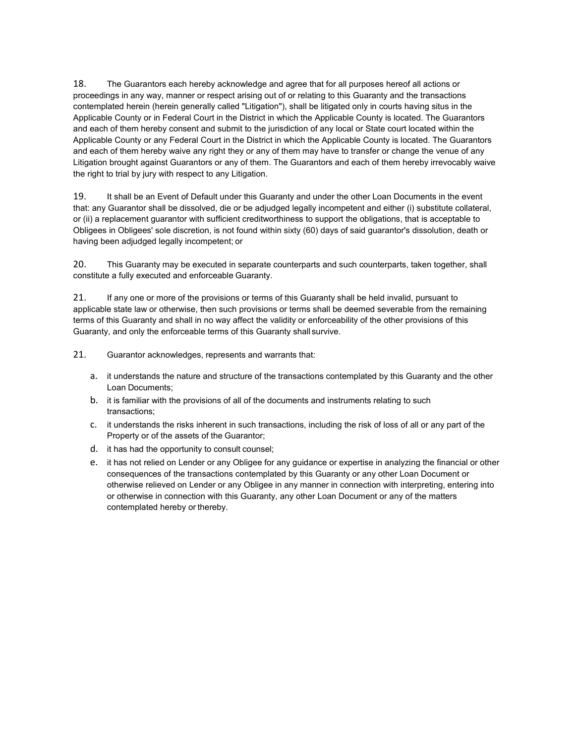18. The Guarantors each hereby acknowledge and agree that for all purposes hereof all actions or proceedings in any way, manner or respect arising out of or relating to this Guaranty and the transactions contemplated herein (herein generally called "Litigation"), shall be litigated only in courts having situs in the Applicable County or in Federal Court in the District in which the Applicable County is located. The Guarantors and each of them hereby consent and submit to the jurisdiction of any local or State court located within the Applicable County or any Federal Court in the District in which the Applicable County is located. The Guarantors and each of them hereby waive any right they or any of them may have to transfer or change the venue of any Litigation brought against Guarantors or any of them. The Guarantors and each of them hereby irrevocably waive the right to trial by jury with respect to any Litigation.

19. It shall be an Event of Default under this Guaranty and under the other Loan Documents in the event that: any Guarantor shall be dissolved, die or be adjudged legally incompetent and either (i) substitute collateral, or (ii) a replacement guarantor with sufficient creditworthiness to support the obligations, that is acceptable to Obligees in Obligees' sole discretion, is not found within sixty (60) days of said guarantor's dissolution, death or having been adjudged legally incompetent; or

20. This Guaranty may be executed in separate counterparts and such counterparts, taken together, shall constitute a fully executed and enforceable Guaranty.

21. If any one or more of the provisions or terms of this Guaranty shall be held invalid, pursuant to applicable state law or otherwise, then such provisions or terms shall be deemed severable from the remaining terms of this Guaranty and shall in no way affect the validity or enforceability of the other provisions of this Guaranty, and only the enforceable terms of this Guaranty shall survive.

21. Guarantor acknowledges, represents and warrants that:

a. it understands the nature and structure of the transactions contemplated by this Guaranty and the other Loan Documents;
b. it is familiar with the provisions of all of the documents and instruments relating to such transactions;
c. it understands the risks inherent in such transactions, including the risk of loss of all or any part of the Property or of the assets of the Guarantor;
d. it has had the opportunity to consult counsel;
e. it has not relied on Lender or any Obligee for any guidance or expertise in analyzing the financial or other consequences of the transactions contemplated by this Guaranty or any other Loan Document or otherwise relieved on Lender or any Obligee in any manner in connection with interpreting, entering into or otherwise in connection with this Guaranty, any other Loan Document or any of the matters contemplated hereby or thereby.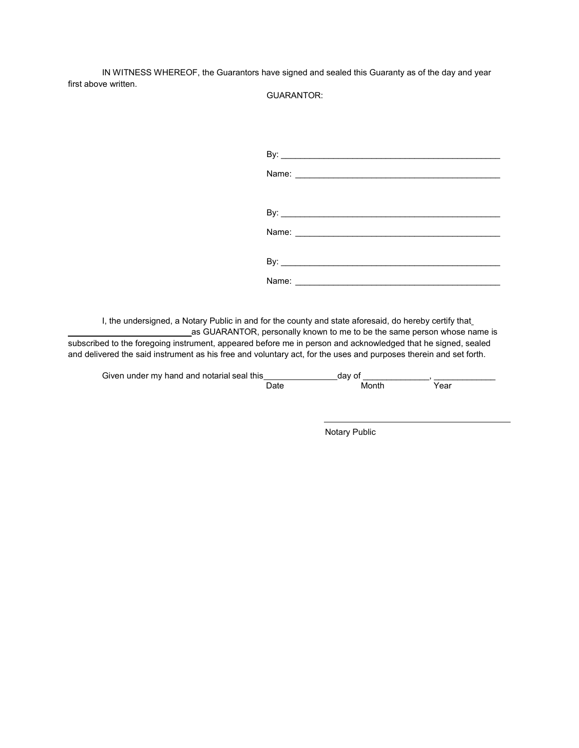IN WITNESS WHEREOF, the Guarantors have signed and sealed this Guaranty as of the day and year first above written.

GUARANTOR:

By: ______________________________________________

Name: ____________________________________________

By: ______________________________________________

Name: ____________________________________________

By: ______________________________________________

Name: ____________________________________________

I, the undersigned, a Notary Public in and for the county and state aforesaid, do hereby certify that ___________________________ as GUARANTOR, personally known to me to be the same person whose name is subscribed to the foregoing instrument, appeared before me in person and acknowledged that he signed, sealed and delivered the said instrument as his free and voluntary act, for the uses and purposes therein and set forth.

Given under my hand and notarial seal this_______________day of ______________, _____________
Date Month Year

_________________________________________

Notary Public